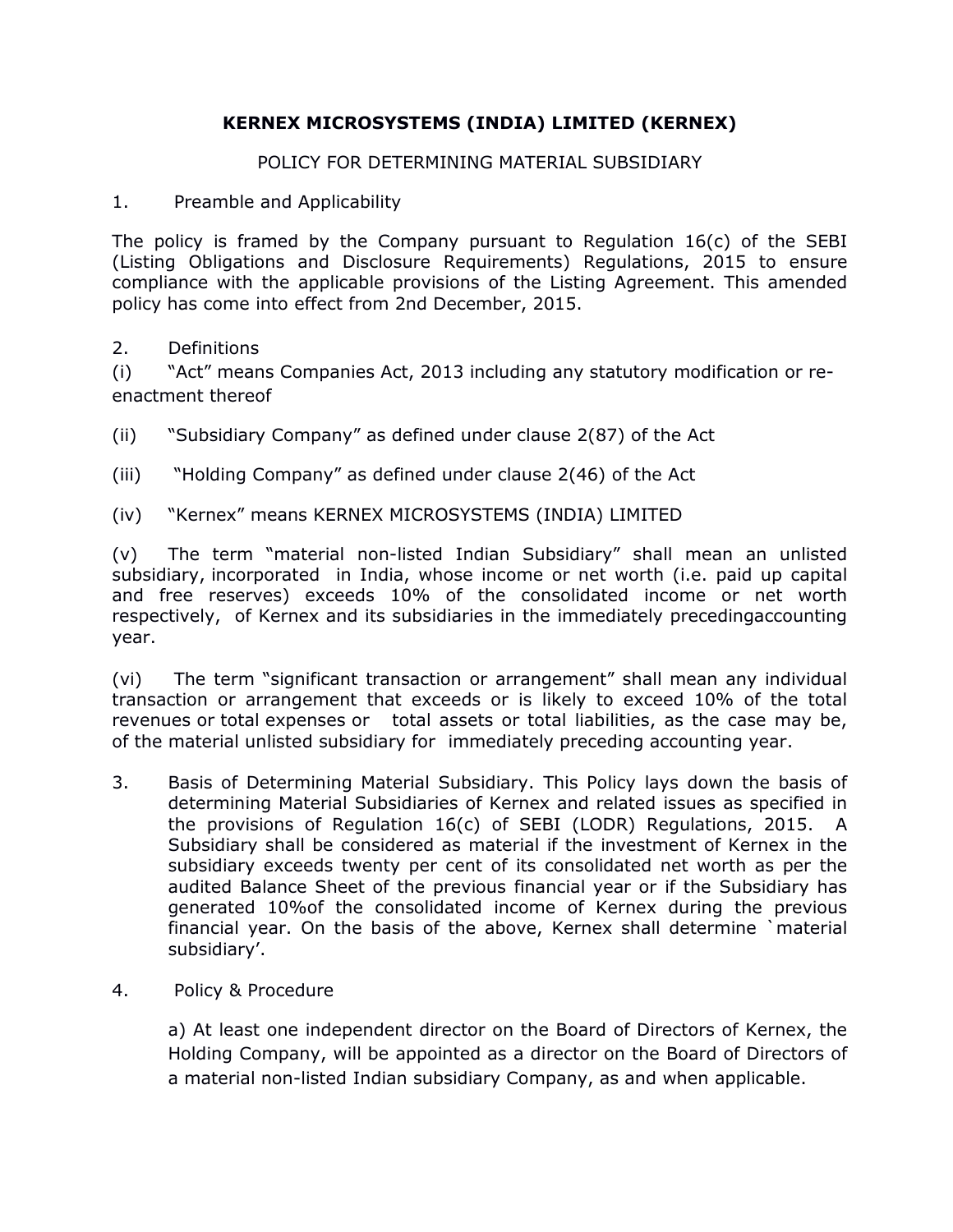# KERNEX MICROSYSTEMS (INDIA) LIMITED (KERNEX)

## POLICY FOR DETERMINING MATERIAL SUBSIDIARY

1. Preamble and Applicability

The policy is framed by the Company pursuant to Regulation 16(c) of the SEBI (Listing Obligations and Disclosure Requirements) Regulations, 2015 to ensure compliance with the applicable provisions of the Listing Agreement. This amended policy has come into effect from 2nd December, 2015.

2. Definitions

(i) "Act" means Companies Act, 2013 including any statutory modification or re-enactment thereof

(ii) "Subsidiary Company" as defined under clause 2(87) of the Act

(iii) "Holding Company" as defined under clause 2(46) of the Act

(iv) "Kernex" means KERNEX MICROSYSTEMS (INDIA) LIMITED

(v) The term "material non-listed Indian Subsidiary" shall mean an unlisted subsidiary, incorporated in India, whose income or net worth (i.e. paid up capital and free reserves) exceeds 10% of the consolidated income or net worth respectively, of Kernex and its subsidiaries in the immediately precedingaccounting year.

(vi) The term "significant transaction or arrangement" shall mean any individual transaction or arrangement that exceeds or is likely to exceed 10% of the total revenues or total expenses or total assets or total liabilities, as the case may be, of the material unlisted subsidiary for immediately preceding accounting year.

3. Basis of Determining Material Subsidiary. This Policy lays down the basis of determining Material Subsidiaries of Kernex and related issues as specified in the provisions of Regulation 16(c) of SEBI (LODR) Regulations, 2015. A Subsidiary shall be considered as material if the investment of Kernex in the subsidiary exceeds twenty per cent of its consolidated net worth as per the audited Balance Sheet of the previous financial year or if the Subsidiary has generated 10%of the consolidated income of Kernex during the previous financial year. On the basis of the above, Kernex shall determine `material subsidiary'.

4. Policy & Procedure

   a) At least one independent director on the Board of Directors of Kernex, the Holding Company, will be appointed as a director on the Board of Directors of a material non-listed Indian subsidiary Company, as and when applicable.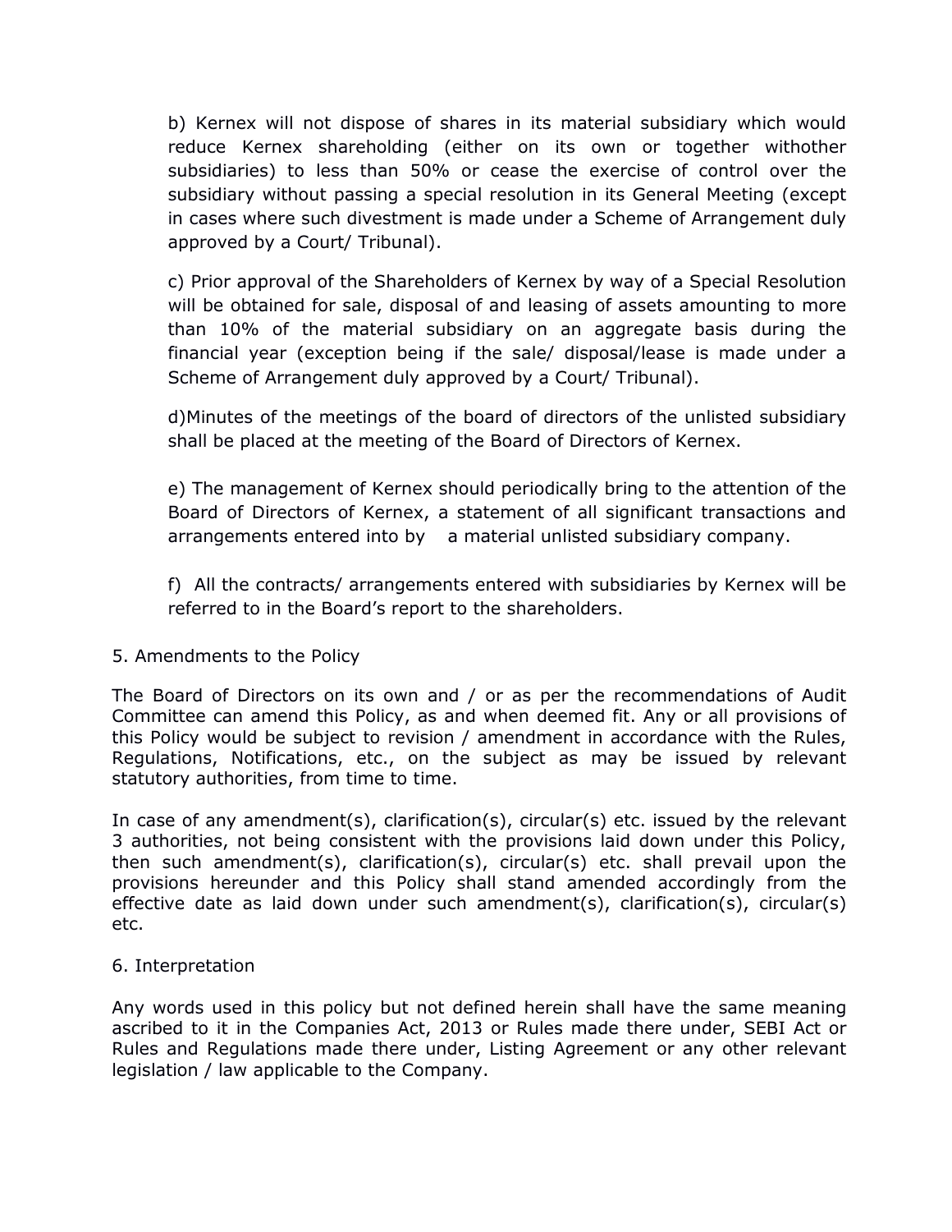b) Kernex will not dispose of shares in its material subsidiary which would reduce Kernex shareholding (either on its own or together withother subsidiaries) to less than 50% or cease the exercise of control over the subsidiary without passing a special resolution in its General Meeting (except in cases where such divestment is made under a Scheme of Arrangement duly approved by a Court/ Tribunal).

c) Prior approval of the Shareholders of Kernex by way of a Special Resolution will be obtained for sale, disposal of and leasing of assets amounting to more than 10% of the material subsidiary on an aggregate basis during the financial year (exception being if the sale/ disposal/lease is made under a Scheme of Arrangement duly approved by a Court/ Tribunal).

d)Minutes of the meetings of the board of directors of the unlisted subsidiary shall be placed at the meeting of the Board of Directors of Kernex.

e) The management of Kernex should periodically bring to the attention of the Board of Directors of Kernex, a statement of all significant transactions and arrangements entered into by a material unlisted subsidiary company.

f) All the contracts/ arrangements entered with subsidiaries by Kernex will be referred to in the Board's report to the shareholders.

5. Amendments to the Policy

The Board of Directors on its own and / or as per the recommendations of Audit Committee can amend this Policy, as and when deemed fit. Any or all provisions of this Policy would be subject to revision / amendment in accordance with the Rules, Regulations, Notifications, etc., on the subject as may be issued by relevant statutory authorities, from time to time.

In case of any amendment(s), clarification(s), circular(s) etc. issued by the relevant 3 authorities, not being consistent with the provisions laid down under this Policy, then such amendment(s), clarification(s), circular(s) etc. shall prevail upon the provisions hereunder and this Policy shall stand amended accordingly from the effective date as laid down under such amendment(s), clarification(s), circular(s) etc.

6. Interpretation

Any words used in this policy but not defined herein shall have the same meaning ascribed to it in the Companies Act, 2013 or Rules made there under, SEBI Act or Rules and Regulations made there under, Listing Agreement or any other relevant legislation / law applicable to the Company.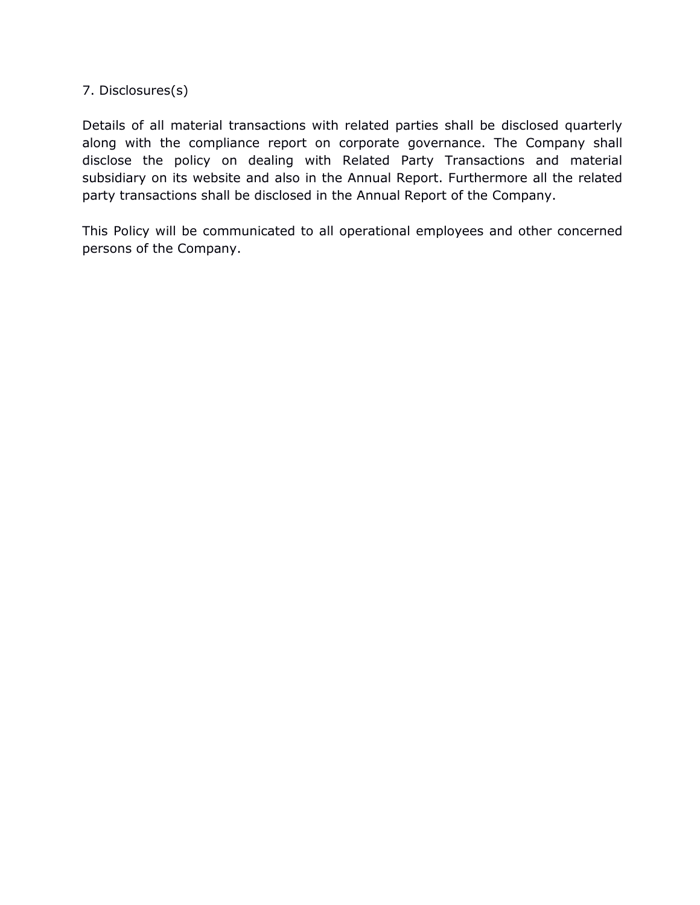## 7. Disclosures(s)

Details of all material transactions with related parties shall be disclosed quarterly along with the compliance report on corporate governance. The Company shall disclose the policy on dealing with Related Party Transactions and material subsidiary on its website and also in the Annual Report. Furthermore all the related party transactions shall be disclosed in the Annual Report of the Company.

This Policy will be communicated to all operational employees and other concerned persons of the Company.